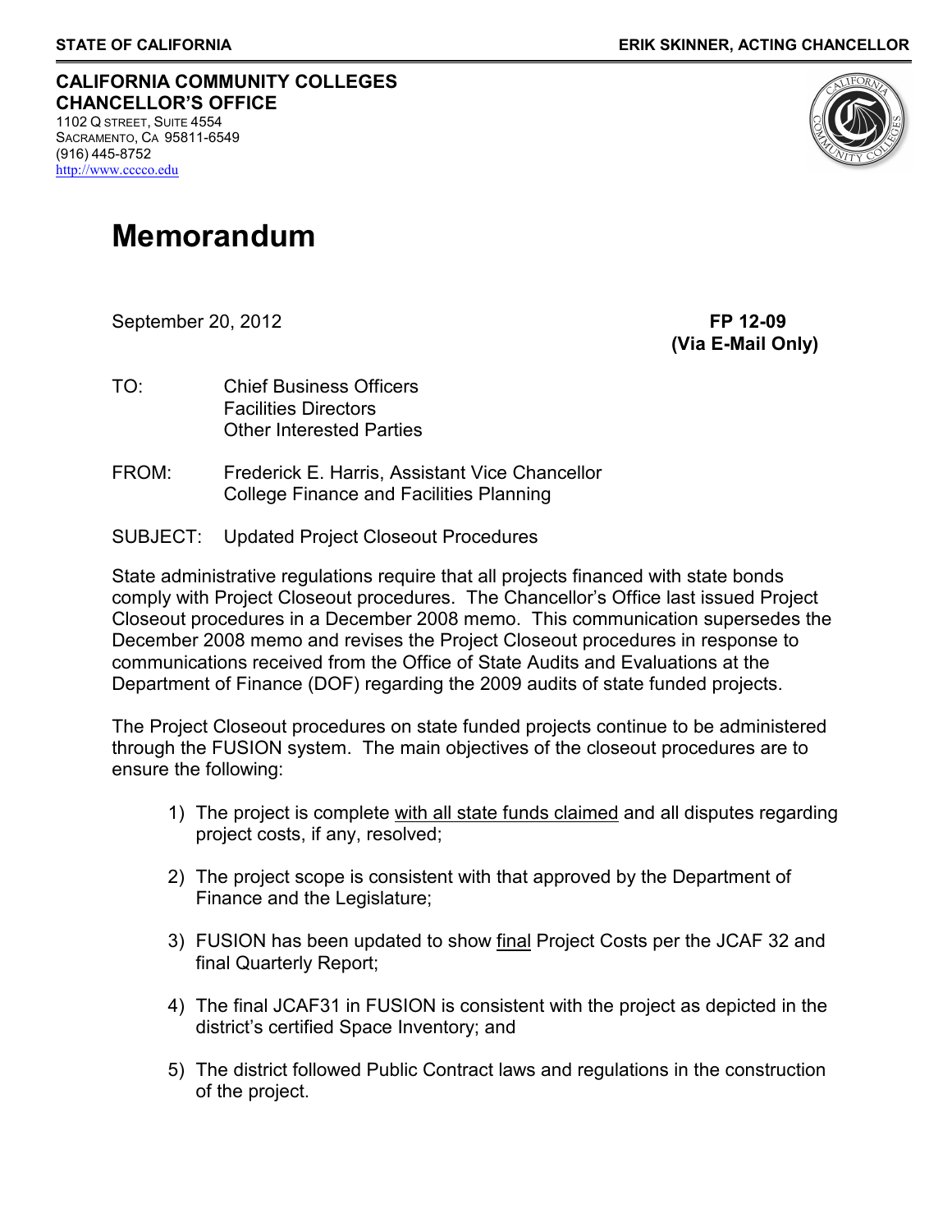**STATE OF CALIFORNIA** **ERIK SKINNER, ACTING CHANCELLOR**

**CALIFORNIA COMMUNITY COLLEGES**
**CHANCELLOR'S OFFICE**
1102 Q STREET, SUITE 4554
SACRAMENTO, CA 95811-6549
(916) 445-8752
http://www.cccco.edu

# Memorandum

September 20, 2012 **FP 12-09**
**(Via E-Mail Only)**

TO: Chief Business Officers
Facilities Directors
Other Interested Parties

FROM: Frederick E. Harris, Assistant Vice Chancellor
College Finance and Facilities Planning

SUBJECT: Updated Project Closeout Procedures

State administrative regulations require that all projects financed with state bonds comply with Project Closeout procedures. The Chancellor's Office last issued Project Closeout procedures in a December 2008 memo. This communication supersedes the December 2008 memo and revises the Project Closeout procedures in response to communications received from the Office of State Audits and Evaluations at the Department of Finance (DOF) regarding the 2009 audits of state funded projects.

The Project Closeout procedures on state funded projects continue to be administered through the FUSION system. The main objectives of the closeout procedures are to ensure the following:

1) The project is complete with all state funds claimed and all disputes regarding project costs, if any, resolved;
2) The project scope is consistent with that approved by the Department of Finance and the Legislature;
3) FUSION has been updated to show final Project Costs per the JCAF 32 and final Quarterly Report;
4) The final JCAF31 in FUSION is consistent with the project as depicted in the district's certified Space Inventory; and
5) The district followed Public Contract laws and regulations in the construction of the project.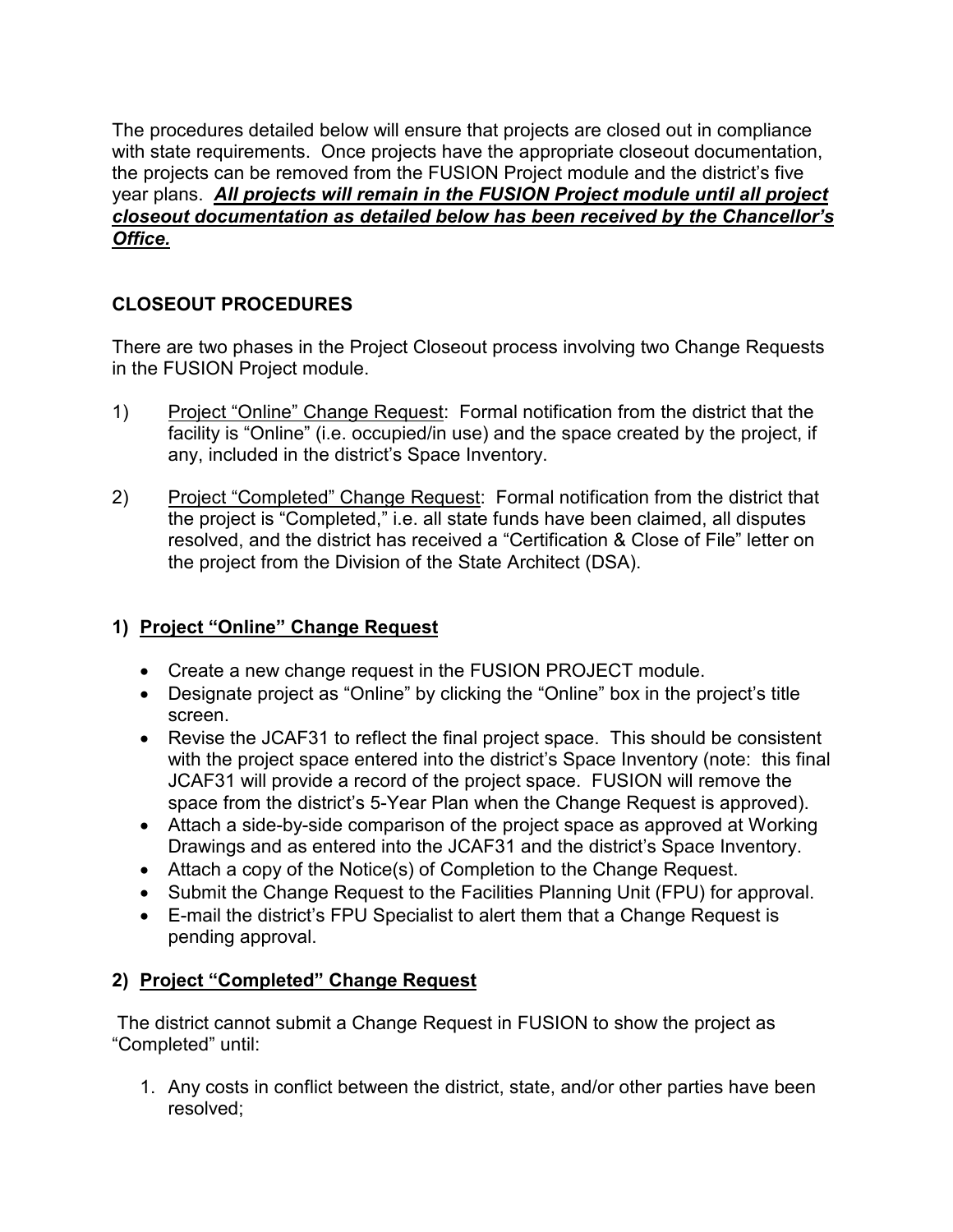The procedures detailed below will ensure that projects are closed out in compliance with state requirements. Once projects have the appropriate closeout documentation, the projects can be removed from the FUSION Project module and the district's five year plans. ***<u>All projects will remain in the FUSION Project module until all project closeout documentation as detailed below has been received by the Chancellor's Office.</u>***

## CLOSEOUT PROCEDURES

There are two phases in the Project Closeout process involving two Change Requests in the FUSION Project module.

1) <u>Project "Online" Change Request</u>: Formal notification from the district that the facility is "Online" (i.e. occupied/in use) and the space created by the project, if any, included in the district's Space Inventory.

2) <u>Project "Completed" Change Request</u>: Formal notification from the district that the project is "Completed," i.e. all state funds have been claimed, all disputes resolved, and the district has received a "Certification & Close of File" letter on the project from the Division of the State Architect (DSA).

### 1) <u>Project "Online" Change Request</u>

- Create a new change request in the FUSION PROJECT module.
- Designate project as "Online" by clicking the "Online" box in the project's title screen.
- Revise the JCAF31 to reflect the final project space. This should be consistent with the project space entered into the district's Space Inventory (note: this final JCAF31 will provide a record of the project space. FUSION will remove the space from the district's 5-Year Plan when the Change Request is approved).
- Attach a side-by-side comparison of the project space as approved at Working Drawings and as entered into the JCAF31 and the district's Space Inventory.
- Attach a copy of the Notice(s) of Completion to the Change Request.
- Submit the Change Request to the Facilities Planning Unit (FPU) for approval.
- E-mail the district's FPU Specialist to alert them that a Change Request is pending approval.

### 2) <u>Project "Completed" Change Request</u>

The district cannot submit a Change Request in FUSION to show the project as "Completed" until:

1. Any costs in conflict between the district, state, and/or other parties have been resolved;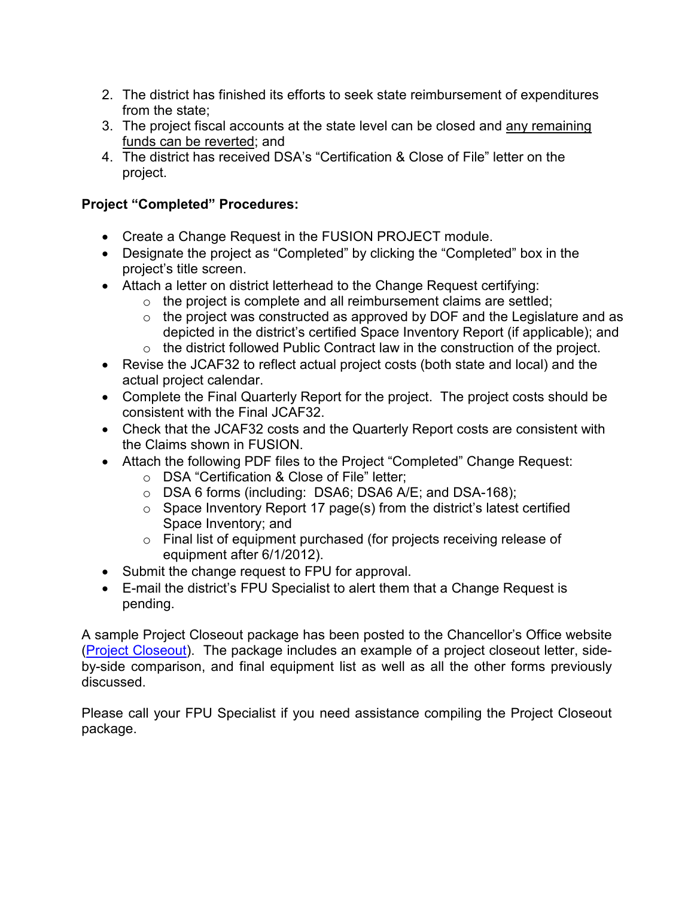2. The district has finished its efforts to seek state reimbursement of expenditures from the state;
3. The project fiscal accounts at the state level can be closed and <u>any remaining funds can be reverted</u>; and
4. The district has received DSA's "Certification & Close of File" letter on the project.

**Project "Completed" Procedures:**

- Create a Change Request in the FUSION PROJECT module.
- Designate the project as "Completed" by clicking the "Completed" box in the project's title screen.
- Attach a letter on district letterhead to the Change Request certifying:
  - the project is complete and all reimbursement claims are settled;
  - the project was constructed as approved by DOF and the Legislature and as depicted in the district's certified Space Inventory Report (if applicable); and
  - the district followed Public Contract law in the construction of the project.
- Revise the JCAF32 to reflect actual project costs (both state and local) and the actual project calendar.
- Complete the Final Quarterly Report for the project. The project costs should be consistent with the Final JCAF32.
- Check that the JCAF32 costs and the Quarterly Report costs are consistent with the Claims shown in FUSION.
- Attach the following PDF files to the Project "Completed" Change Request:
  - DSA "Certification & Close of File" letter;
  - DSA 6 forms (including: DSA6; DSA6 A/E; and DSA-168);
  - Space Inventory Report 17 page(s) from the district's latest certified Space Inventory; and
  - Final list of equipment purchased (for projects receiving release of equipment after 6/1/2012).
- Submit the change request to FPU for approval.
- E-mail the district's FPU Specialist to alert them that a Change Request is pending.

A sample Project Closeout package has been posted to the Chancellor's Office website (Project Closeout). The package includes an example of a project closeout letter, side-by-side comparison, and final equipment list as well as all the other forms previously discussed.

Please call your FPU Specialist if you need assistance compiling the Project Closeout package.